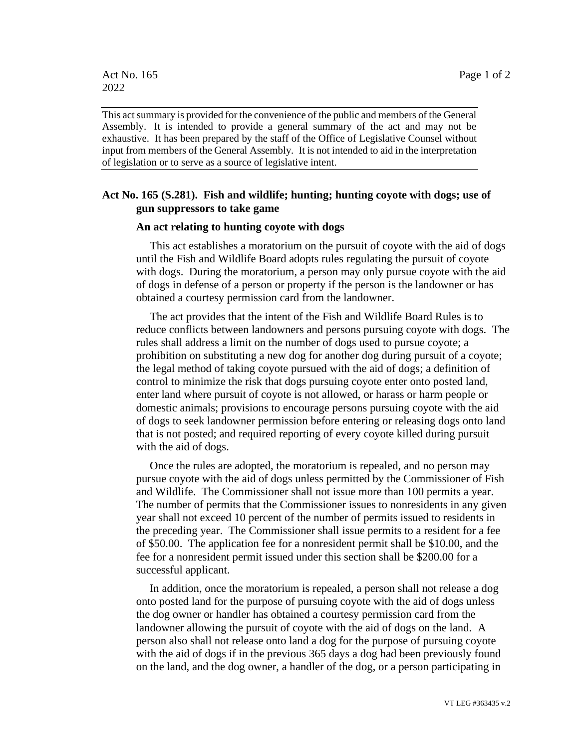Act No. 165
2022

This act summary is provided for the convenience of the public and members of the General Assembly. It is intended to provide a general summary of the act and may not be exhaustive. It has been prepared by the staff of the Office of Legislative Counsel without input from members of the General Assembly. It is not intended to aid in the interpretation of legislation or to serve as a source of legislative intent.

## Act No. 165 (S.281). Fish and wildlife; hunting; hunting coyote with dogs; use of gun suppressors to take game

### An act relating to hunting coyote with dogs

This act establishes a moratorium on the pursuit of coyote with the aid of dogs until the Fish and Wildlife Board adopts rules regulating the pursuit of coyote with dogs. During the moratorium, a person may only pursue coyote with the aid of dogs in defense of a person or property if the person is the landowner or has obtained a courtesy permission card from the landowner.

The act provides that the intent of the Fish and Wildlife Board Rules is to reduce conflicts between landowners and persons pursuing coyote with dogs. The rules shall address a limit on the number of dogs used to pursue coyote; a prohibition on substituting a new dog for another dog during pursuit of a coyote; the legal method of taking coyote pursued with the aid of dogs; a definition of control to minimize the risk that dogs pursuing coyote enter onto posted land, enter land where pursuit of coyote is not allowed, or harass or harm people or domestic animals; provisions to encourage persons pursuing coyote with the aid of dogs to seek landowner permission before entering or releasing dogs onto land that is not posted; and required reporting of every coyote killed during pursuit with the aid of dogs.

Once the rules are adopted, the moratorium is repealed, and no person may pursue coyote with the aid of dogs unless permitted by the Commissioner of Fish and Wildlife. The Commissioner shall not issue more than 100 permits a year. The number of permits that the Commissioner issues to nonresidents in any given year shall not exceed 10 percent of the number of permits issued to residents in the preceding year. The Commissioner shall issue permits to a resident for a fee of $50.00. The application fee for a nonresident permit shall be $10.00, and the fee for a nonresident permit issued under this section shall be $200.00 for a successful applicant.

In addition, once the moratorium is repealed, a person shall not release a dog onto posted land for the purpose of pursuing coyote with the aid of dogs unless the dog owner or handler has obtained a courtesy permission card from the landowner allowing the pursuit of coyote with the aid of dogs on the land. A person also shall not release onto land a dog for the purpose of pursuing coyote with the aid of dogs if in the previous 365 days a dog had been previously found on the land, and the dog owner, a handler of the dog, or a person participating in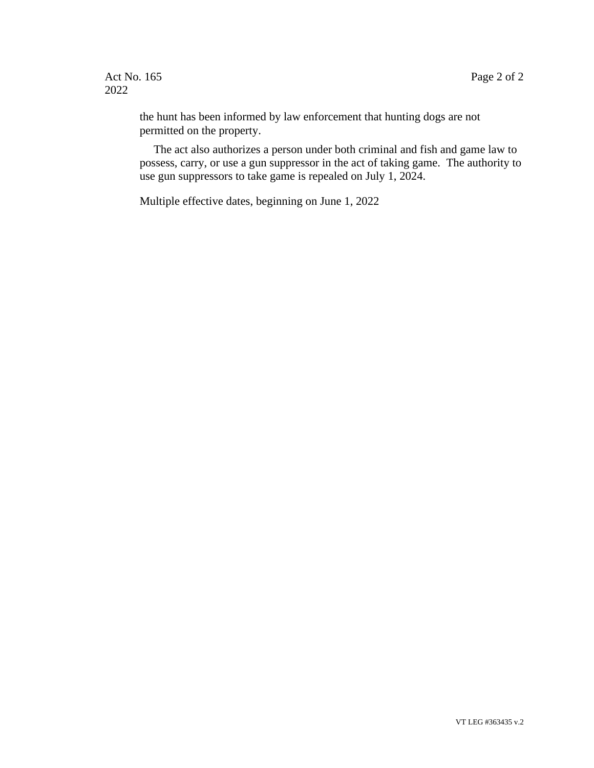the hunt has been informed by law enforcement that hunting dogs are not permitted on the property.

The act also authorizes a person under both criminal and fish and game law to possess, carry, or use a gun suppressor in the act of taking game. The authority to use gun suppressors to take game is repealed on July 1, 2024.

Multiple effective dates, beginning on June 1, 2022